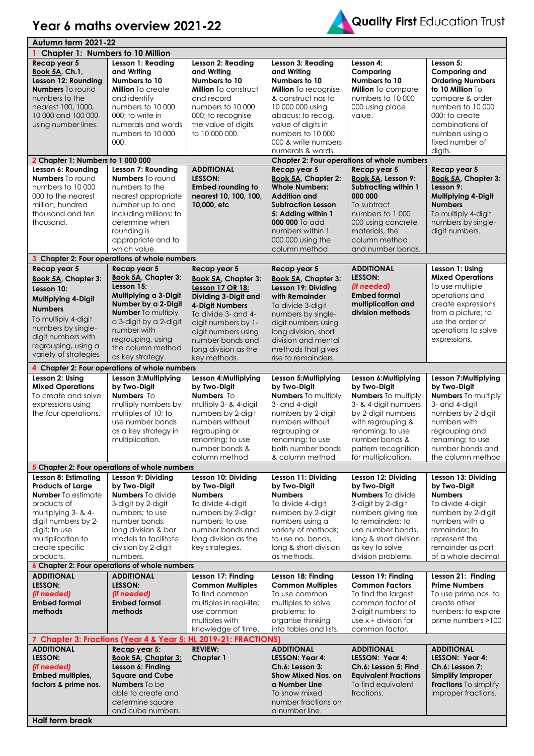# Year 6 maths overview 2021-22

Quality First Education Trust

| Autumn term 2021-22 | | | | | |
|---|---|---|---|---|---|
| **1 Chapter 1: Numbers to 10 Million** | | | | | |
| **Recap year 5** Book 5A, Ch.1, **Lesson 12: Rounding Numbers** To round numbers to the nearest 100, 1000, 10 000 and 100 000 using number lines. | **Lesson 1: Reading and Writing Numbers to 10 Million** To create and identify numbers to 10 000 000; to write in numerals and words numbers to 10 000 000. | **Lesson 2: Reading and Writing Numbers to 10 Million** To construct and record numbers to 10 000 000; to recognise the value of digits to 10 000 000. | **Lesson 3: Reading and Writing Numbers to 10 Million** To recognise & construct nos to 10 000 000 using abacus; to recog. value of digits in numbers to 10 000 000 & write numbers numerals & words. | **Lesson 4: Comparing Numbers to 10 Million** To compare numbers to 10 000 000 using place value. | **Lesson 5: Comparing and Ordering Numbers to 10 Million** To compare & order numbers to 10 000 000; to create combinations of numbers using a fixed number of digits. |
| **2 Chapter 1: Numbers to 1 000 000** | | | **Chapter 2: Four operations of whole numbers** | | |
| **Lesson 6: Rounding Numbers** To round numbers to 10 000 000 to the nearest million, hundred thousand and ten thousand. | **Lesson 7: Rounding Numbers** To round numbers to the nearest appropriate number up to and including millions; to determine when rounding is appropriate and to which value. | **ADDITIONAL LESSON: Embed rounding to nearest 10, 100, 100, 10,000, etc** | **Recap year 5** Book 5A, **Chapter 2: Whole Numbers: Addition and Subtraction Lesson 5: Adding within 1 000 000** To add numbers within 1 000 000 using the column method | **Recap year 5** Book 5A, **Lesson 9: Subtracting within 1 000 000** To subtract numbers to 1 000 000 using concrete materials, the column method and number bonds. | **Recap year 5** Book 5A, **Chapter 3: Lesson 9: Multiplying 4-Digit Numbers** To multiply 4-digit numbers by single-digit numbers. |
| **3 Chapter 2: Four operations of whole numbers** | | | | | |
| **Recap year 5** Book 5A, **Chapter 3: Lesson 10: Multiplying 4-Digit Numbers** To multiply 4-digit numbers by single-digit numbers with regrouping, using a variety of strategies | **Recap year 5** Book 5A, **Chapter 3: Lesson 15: Multiplying a 3-Digit Number by a 2-Digit Number** To multiply a 3-digit by a 2-digit number with regrouping, using the column method as key strategy. | **Recap year 5** Book 5A, **Chapter 3: Lesson 17 OR 18: Dividing 3-Digit and 4-Digit Numbers** To divide 3- and 4-digit numbers by 1-digit numbers using number bonds and long division as the key methods. | **Recap year 5** Book 5A, **Chapter 3: Lesson 19: Dividing with Remainder** To divide 3-digit numbers by single-digit numbers using long division, short division and mental methods that gives rise to remainders. | **ADDITIONAL LESSON:** ***(if needed)*** **Embed formal multiplication and division methods** | **Lesson 1: Using Mixed Operations** To use multiple operations and create expressions from a picture; to use the order of operations to solve expressions. |
| **4 Chapter 2: Four operations of whole numbers** | | | | | |
| **Lesson 2: Using Mixed Operations** To create and solve expressions using the four operations. | **Lesson 3:Multiplying by Two-Digit Numbers** To multiply numbers by multiples of 10; to use number bonds as a key strategy in multiplication. | **Lesson 4:Multiplying by Two-Digit Numbers** To multiply 3- & 4-digit numbers by 2-digit numbers without regrouping or renaming; to use number bonds & column method | **Lesson 5:Multiplying by Two-Digit Numbers** To multiply 3- and 4-digit numbers by 2-digit numbers without regrouping or renaming; to use both number bonds & column method | **Lesson 6:Multiplying by Two-Digit Numbers** To multiply 3- & 4-digit numbers by 2-digit numbers with regrouping & renaming; to use number bonds & pattern recognition for multiplication. | **Lesson 7:Multiplying by Two-Digit Numbers** To multiply 3- and 4-digit numbers by 2-digit numbers with regrouping and renaming; to use number bonds and the column method |
| **5 Chapter 2: Four operations of whole numbers** | | | | | |
| **Lesson 8: Estimating Products of Large Number** To estimate products of multiplying 3- & 4-digit numbers by 2-digit; to use multiplication to create specific products. | **Lesson 9: Dividing by Two-Digit Numbers** To divide 3-digit by 2-digit numbers; to use number bonds, long division & bar models to facilitate division by 2-digit numbers. | **Lesson 10: Dividing by Two-Digit Numbers** To divide 4-digit numbers by 2-digit numbers; to use number bonds and long division as the key strategies. | **Lesson 11: Dividing by Two-Digit Numbers** To divide 4-digit numbers by 2-digit numbers using a variety of methods; to use no. bonds, long & short division as methods. | **Lesson 12: Dividing by Two-Digit Numbers** To divide 3-digit by 2-digit numbers giving rise to remainders; to use number bonds, long & short division as key to solve division problems. | **Lesson 13: Dividing by Two-Digit Numbers** To divide 4-digit numbers by 2-digit numbers with a remainder; to represent the remainder as part of a whole decimal |
| **6 Chapter 2: Four operations of whole numbers** | | | | | |
| **ADDITIONAL LESSON:** ***(if needed)*** **Embed formal methods** | **ADDITIONAL LESSON:** ***(if needed)*** **Embed formal methods** | **Lesson 17: Finding Common Multiples** To find common multiples in real-life; use common multiples with knowledge of time. | **Lesson 18: Finding Common Multiples** To use common multiples to solve problems; to organise thinking into tables and lists. | **Lesson 19: Finding Common Factors** To find the largest common factor of 3-digit numbers; to use x ÷ division for common factor. | **Lesson 21: Finding Prime Numbers** To use prime nos. to create other numbers; to explore prime numbers >100 |
| **7 Chapter 3: Fractions (Year 4 & Year 5: HL 2019-21: FRACTIONS)** | | | | | |
| **ADDITIONAL LESSON:** ***(if needed)*** **Embed multiples, factors & prime nos.** | **Recap year 5:** Book 5A, **Chapter 3: Lesson 6: Finding Square and Cube Numbers** To be able to create and determine square and cube numbers. | **REVIEW: Chapter 1** | **ADDITIONAL LESSON: Year 4: Ch.6: Lesson 3: Show Mixed Nos. on a Number Line** To show mixed number fractions on a number line. | **ADDITIONAL LESSON: Year 4: Ch.6: Lesson 5: Find Equivalent Fractions** To find equivalent fractions. | **ADDITIONAL LESSON: Year 4: Ch.6: Lesson 7: Simplify Improper Fractions** To simplify improper fractions. |
| **Half term break** | | | | | |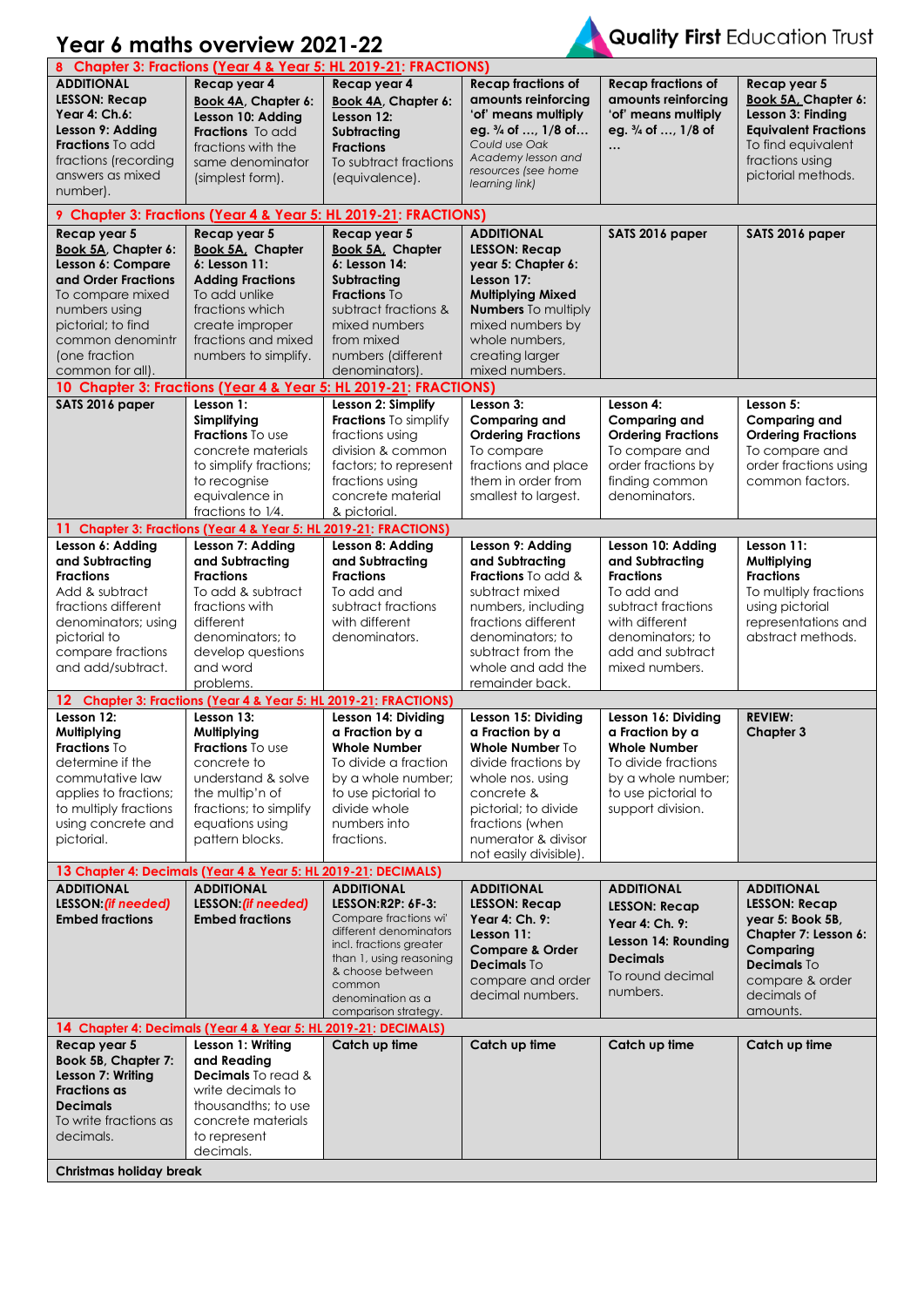# Year 6 maths overview 2021-22

Quality First Education Trust

| | | | | | |
|---|---|---|---|---|---|
| **8 Chapter 3: Fractions (Year 4 & Year 5: HL 2019-21: FRACTIONS)** | | | | | |
| **ADDITIONAL LESSON: Recap Year 4: Ch.6: Lesson 9: Adding Fractions** To add fractions (recording answers as mixed number). | **Recap year 4 Book 4A, Chapter 6: Lesson 10: Adding Fractions** To add fractions with the same denominator (simplest form). | **Recap year 4 Book 4A, Chapter 6: Lesson 12: Subtracting Fractions** To subtract fractions (equivalence). | **Recap fractions of amounts reinforcing 'of' means multiply eg. ¾ of …, 1/8 of…** *Could use Oak Academy lesson and resources (see home learning link)* | **Recap fractions of amounts reinforcing 'of' means multiply eg. ¾ of …, 1/8 of …** | **Recap year 5 Book 5A, Chapter 6: Lesson 3: Finding Equivalent Fractions** To find equivalent fractions using pictorial methods. |
| **9 Chapter 3: Fractions (Year 4 & Year 5: HL 2019-21: FRACTIONS)** | | | | | |
| **Recap year 5 Book 5A, Chapter 6: Lesson 6: Compare and Order Fractions** To compare mixed numbers using pictorial; to find common denomintr (one fraction common for all). | **Recap year 5 Book 5A, Chapter 6: Lesson 11: Adding Fractions** To add unlike fractions which create improper fractions and mixed numbers to simplify. | **Recap year 5 Book 5A, Chapter 6: Lesson 14: Subtracting Fractions** To subtract fractions & mixed numbers from mixed numbers (different denominators). | **ADDITIONAL LESSON: Recap year 5: Chapter 6: Lesson 17: Multiplying Mixed Numbers** To multiply mixed numbers by whole numbers, creating larger mixed numbers. | **SATS 2016 paper** | **SATS 2016 paper** |
| **10 Chapter 3: Fractions (Year 4 & Year 5: HL 2019-21: FRACTIONS)** | | | | | |
| **SATS 2016 paper** | **Lesson 1: Simplifying Fractions** To use concrete materials to simplify fractions; to recognise equivalence in fractions to 1/4. | **Lesson 2: Simplify Fractions** To simplify fractions using division & common factors; to represent fractions using concrete material & pictorial. | **Lesson 3: Comparing and Ordering Fractions** To compare fractions and place them in order from smallest to largest. | **Lesson 4: Comparing and Ordering Fractions** To compare and order fractions by finding common denominators. | **Lesson 5: Comparing and Ordering Fractions** To compare and order fractions using common factors. |
| **11 Chapter 3: Fractions (Year 4 & Year 5: HL 2019-21: FRACTIONS)** | | | | | |
| **Lesson 6: Adding and Subtracting Fractions** Add & subtract fractions different denominators; using pictorial to compare fractions and add/subtract. | **Lesson 7: Adding and Subtracting Fractions** To add & subtract fractions with different denominators; to develop questions and word problems. | **Lesson 8: Adding and Subtracting Fractions** To add and subtract fractions with different denominators. | **Lesson 9: Adding and Subtracting Fractions** To add & subtract mixed numbers, including fractions different denominators; to subtract from the whole and add the remainder back. | **Lesson 10: Adding and Subtracting Fractions** To add and subtract fractions with different denominators; to add and subtract mixed numbers. | **Lesson 11: Multiplying Fractions** To multiply fractions using pictorial representations and abstract methods. |
| **12 Chapter 3: Fractions (Year 4 & Year 5: HL 2019-21: FRACTIONS)** | | | | | |
| **Lesson 12: Multiplying Fractions** To determine if the commutative law applies to fractions; to multiply fractions using concrete and pictorial. | **Lesson 13: Multiplying Fractions** To use concrete to understand & solve the multip'n of fractions; to simplify equations using pattern blocks. | **Lesson 14: Dividing a Fraction by a Whole Number** To divide a fraction by a whole number; to use pictorial to divide whole numbers into fractions. | **Lesson 15: Dividing a Fraction by a Whole Number** To divide fractions by whole nos. using concrete & pictorial; to divide fractions (when numerator & divisor not easily divisible). | **Lesson 16: Dividing a Fraction by a Whole Number** To divide fractions by a whole number; to use pictorial to support division. | **REVIEW: Chapter 3** |
| **13 Chapter 4: Decimals (Year 4 & Year 5: HL 2019-21: DECIMALS)** | | | | | |
| **ADDITIONAL LESSON:** ***(if needed)*** **Embed fractions** | **ADDITIONAL LESSON:** ***(if needed)*** **Embed fractions** | **ADDITIONAL LESSON:R2P: 6F-3:** Compare fractions wi' different denominators incl. fractions greater than 1, using reasoning & choose between common denomination as a comparison strategy. | **ADDITIONAL LESSON: Recap Year 4: Ch. 9: Lesson 11: Compare & Order Decimals** To compare and order decimal numbers. | **ADDITIONAL LESSON: Recap Year 4: Ch. 9: Lesson 14: Rounding Decimals** To round decimal numbers. | **ADDITIONAL LESSON: Recap year 5: Book 5B, Chapter 7: Lesson 6: Comparing Decimals** To compare & order decimals of amounts. |
| **14 Chapter 4: Decimals (Year 4 & Year 5: HL 2019-21: DECIMALS)** | | | | | |
| **Recap year 5 Book 5B, Chapter 7: Lesson 7: Writing Fractions as Decimals** To write fractions as decimals. | **Lesson 1: Writing and Reading Decimals** To read & write decimals to thousandths; to use concrete materials to represent decimals. | **Catch up time** | **Catch up time** | **Catch up time** | **Catch up time** |
| **Christmas holiday break** | | | | | |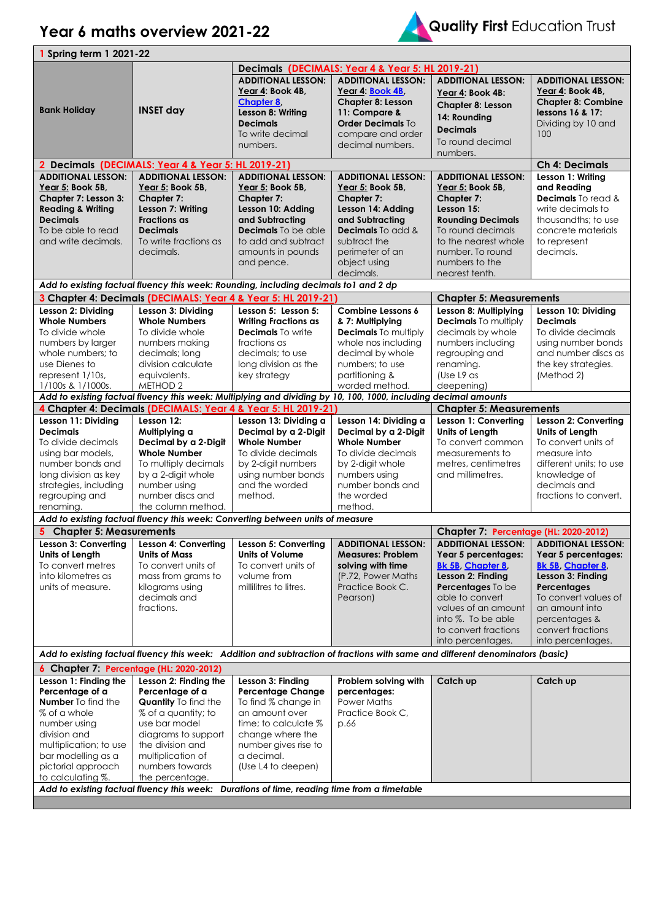# Year 6 maths overview 2021-22

Quality First Education Trust

| 1 Spring term 1 2021-22 | | | | | |
|---|---|---|---|---|---|
| | | **Decimals** (DECIMALS: Year 4 & Year 5: HL 2019-21) | | | |
| **Bank Holiday** | **INSET day** | **ADDITIONAL LESSON:** Year 4: Book 4B, Chapter 8, **Lesson 8: Writing Decimals** To write decimal numbers. | **ADDITIONAL LESSON:** Year 4: Book 4B, **Chapter 8: Lesson 11: Compare & Order Decimals** To compare and order decimal numbers. | **ADDITIONAL LESSON:** Year 4: **Book 4B: Chapter 8: Lesson 14: Rounding Decimals** To round decimal numbers. | **ADDITIONAL LESSON:** Year 4: **Book 4B, Chapter 8: Combine lessons 16 & 17:** Dividing by 10 and 100 |
| **2 Decimals** (DECIMALS: Year 4 & Year 5: HL 2019-21) | | | | | **Ch 4: Decimals** |
| **ADDITIONAL LESSON:** Year 5: **Book 5B, Chapter 7: Lesson 3: Reading & Writing Decimals** To be able to read and write decimals. | **ADDITIONAL LESSON:** Year 5: **Book 5B, Chapter 7: Lesson 7: Writing Fractions as Decimals** To write fractions as decimals. | **ADDITIONAL LESSON:** Year 5: **Book 5B, Chapter 7: Lesson 10: Adding and Subtracting Decimals** To be able to add and subtract amounts in pounds and pence. | **ADDITIONAL LESSON:** Year 5: **Book 5B, Chapter 7: Lesson 14: Adding and Subtracting Decimals** To add & subtract the perimeter of an object using decimals. | **ADDITIONAL LESSON:** Year 5: **Book 5B, Chapter 7: Lesson 15: Rounding Decimals** To round decimals to the nearest whole number. To round numbers to the nearest tenth. | **Lesson 1: Writing and Reading Decimals** To read & write decimals to thousandths; to use concrete materials to represent decimals. |
| *Add to existing factual fluency this week: Rounding, including decimals to1 and 2 dp* | | | | | |
| **3 Chapter 4: Decimals** (DECIMALS: Year 4 & Year 5: HL 2019-21) | | | | **Chapter 5: Measurements** | |
| **Lesson 2: Dividing Whole Numbers** To divide whole numbers by larger whole numbers; to use Dienes to represent 1/10s, 1/100s & 1/1000s. | **Lesson 3: Dividing Whole Numbers** To divide whole numbers making decimals; long division calculate equivalents. METHOD 2 | **Lesson 5: Lesson 5: Writing Fractions as Decimals** To write fractions as decimals; to use long division as the key strategy | **Combine Lessons 6 & 7: Multiplying Decimals** To multiply whole nos including decimal by whole numbers; to use partitioning & worded method. | **Lesson 8: Multiplying Decimals** To multiply decimals by whole numbers including regrouping and renaming. (Use L9 as deepening) | **Lesson 10: Dividing Decimals** To divide decimals using number bonds and number discs as the key strategies. (Method 2) |
| *Add to existing factual fluency this week: Multiplying and dividing by 10, 100, 1000, including decimal amounts* | | | | | |
| **4 Chapter 4: Decimals** (DECIMALS: Year 4 & Year 5: HL 2019-21) | | | | **Chapter 5: Measurements** | |
| **Lesson 11: Dividing Decimals** To divide decimals using bar models, number bonds and long division as key strategies, including regrouping and renaming. | **Lesson 12: Multiplying a Decimal by a 2-Digit Whole Number** To multiply decimals by a 2-digit whole number using number discs and the column method. | **Lesson 13: Dividing a Decimal by a 2-Digit Whole Number** To divide decimals by 2-digit numbers using number bonds and the worded method. | **Lesson 14: Dividing a Decimal by a 2-Digit Whole Number** To divide decimals by 2-digit whole numbers using number bonds and the worded method. | **Lesson 1: Converting Units of Length** To convert common measurements to metres, centimetres and millimetres. | **Lesson 2: Converting Units of Length** To convert units of measure into different units; to use knowledge of decimals and fractions to convert. |
| *Add to existing factual fluency this week: Converting between units of measure* | | | | | |
| **5 Chapter 5: Measurements** | | | | **Chapter 7:** Percentage (HL: 2020-2012) | |
| **Lesson 3: Converting Units of Length** To convert metres into kilometres as units of measure. | **Lesson 4: Converting Units of Mass** To convert units of mass from grams to kilograms using decimals and fractions. | **Lesson 5: Converting Units of Volume** To convert units of volume from millilitres to litres. | **ADDITIONAL LESSON: Measures: Problem solving with time** (P.72, Power Maths Practice Book C. Pearson) | **ADDITIONAL LESSON: Year 5 percentages:** Bk 5B, Chapter 8, **Lesson 2: Finding Percentages** To be able to convert values of an amount into %. To be able to convert fractions into percentages. | **ADDITIONAL LESSON: Year 5 percentages:** Bk 5B, Chapter 8, **Lesson 3: Finding Percentages** To convert values of an amount into percentages & convert fractions into percentages. |
| *Add to existing factual fluency this week: Addition and subtraction of fractions with same and different denominators (basic)* | | | | | |
| **6 Chapter 7:** Percentage (HL: 2020-2012) | | | | | |
| **Lesson 1: Finding the Percentage of a Number** To find the % of a whole number using division and multiplication; to use bar modelling as a pictorial approach to calculating %. | **Lesson 2: Finding the Percentage of a Quantity** To find the % of a quantity; to use bar model diagrams to support the division and multiplication of numbers towards the percentage. | **Lesson 3: Finding Percentage Change** To find % change in an amount over time; to calculate % change where the number gives rise to a decimal. (Use L4 to deepen) | **Problem solving with percentages:** Power Maths Practice Book C, p.66 | **Catch up** | **Catch up** |
| *Add to existing factual fluency this week: Durations of time, reading time from a timetable* | | | | | |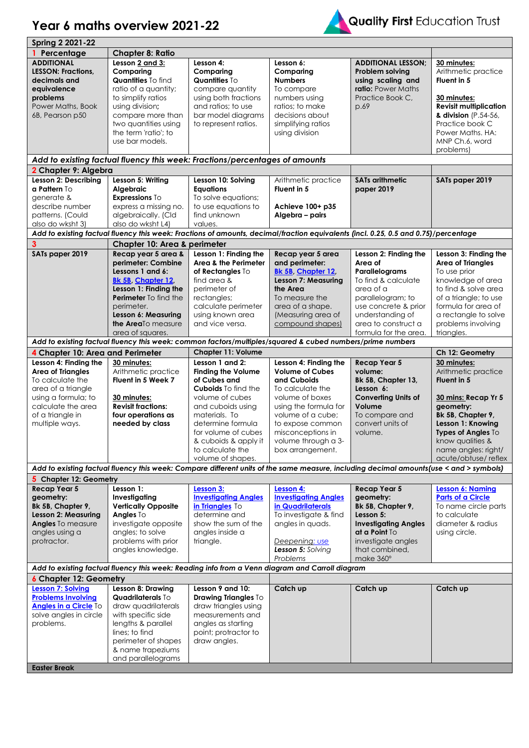# Year 6 maths overview 2021-22

Quality First Education Trust

| Spring 2 2021-22 | | | | | |
|---|---|---|---|---|---|
| **1 Percentage** | **Chapter 8: Ratio** | | | | |
| **ADDITIONAL LESSON: Fractions, decimals and equivalence problems** Power Maths, Book 6B, Pearson p50 | **Lesson 2 and 3: Comparing Quantities** To find ratio of a quantity; to simplify ratios using division; compare more than two quantities using the term 'ratio'; to use bar models. | **Lesson 4: Comparing Quantities** To compare quantity using both fractions and ratios; to use bar model diagrams to represent ratios. | **Lesson 6: Comparing Numbers** To compare numbers using ratios; to make decisions about simplifying ratios using division | **ADDITIONAL LESSON; Problem solving using scaling and ratio:** Power Maths Practice Book C, p.69 | **30 minutes:** Arithmetic practice **Fluent in 5** **30 minutes: Revisit multiplication & division** (P.54-56, Practice book C Power Maths. HA: MNP Ch.6, word problems) |
| *Add to existing factual fluency this week: Fractions/percentages of amounts* | | | | | |
| **2 Chapter 9: Algebra** | | | | | |
| **Lesson 2: Describing a Pattern** To generate & describe number patterns. (Could also do wksht 3) | **Lesson 5: Writing Algebraic Expressions** To express a missing no. algebraically. (Cld also do wksht L4) | **Lesson 10: Solving Equations** To solve equations; to use equations to find unknown values. | Arithmetic practice **Fluent in 5** **Achieve 100+ p35 Algebra – pairs** | **SATs arithmetic paper 2019** | **SATs paper 2019** |
| *Add to existing factual fluency this week: Fractions of amounts, decimal/fraction equivalents (incl. 0.25, 0.5 and 0.75)/percentage* | | | | | |
| **3** | **Chapter 10: Area & perimeter** | | | | |
| **SATs paper 2019** | **Recap year 5 area & perimeter: Combine Lessons 1 and 6:** Bk 5B, Chapter 12, **Lesson 1: Finding the Perimeter** To find the perimeter. **Lesson 6: Measuring the Area**To measure area of squares. | **Lesson 1: Finding the Area & the Perimeter of Rectangles** To find area & perimeter of rectangles; calculate perimeter using known area and vice versa. | **Recap year 5 area and perimeter:** Bk 5B, Chapter 12, **Lesson 7: Measuring the Area** To measure the area of a shape. (Measuring area of compound shapes) | **Lesson 2: Finding the Area of Parallelograms** To find & calculate area of a parallelogram; to use concrete & prior understanding of area to construct a formula for the area. | **Lesson 3: Finding the Area of Triangles** To use prior knowledge of area to find & solve area of a triangle; to use formula for area of a rectangle to solve problems involving triangles. |
| *Add to existing factual fluency this week: common factors/multiples/squared & cubed numbers/prime numbers* | | | | | |
| **4 Chapter 10: Area and Perimeter** | | **Chapter 11: Volume** | | | **Ch 12: Geometry** |
| **Lesson 4: Finding the Area of Triangles** To calculate the area of a triangle using a formula; to calculate the area of a triangle in multiple ways. | **30 minutes:** Arithmetic practice **Fluent in 5 Week 7** **30 minutes: Revisit fractions: four operations as needed by class** | **Lesson 1 and 2: Finding the Volume of Cubes and Cuboids** To find the volume of cubes and cuboids using materials. To determine formula for volume of cubes & cuboids & apply it to calculate the volume of shapes. | **Lesson 4: Finding the Volume of Cubes and Cuboids** To calculate the volume of boxes using the formula for volume of a cube; to expose common misconceptions in volume through a 3-box arrangement. | **Recap Year 5 volume: Bk 5B, Chapter 13, Lesson 6: Converting Units of Volume** To compare and convert units of volume. | **30 minutes:** Arithmetic practice **Fluent in 5** **30 mins: Recap Yr 5 geometry: Bk 5B, Chapter 9, Lesson 1: Knowing Types of Angles** To know qualities & name angles: right/ acute/obtuse/ reflex |
| *Add to existing factual fluency this week: Compare different units of the same measure, including decimal amounts(use < and > symbols)* | | | | | |
| **5 Chapter 12: Geometry** | | | | | |
| **Recap Year 5 geometry: Bk 5B, Chapter 9, Lesson 2: Measuring Angles** To measure angles using a protractor. | **Lesson 1: Investigating Vertically Opposite Angles** To investigate opposite angles; to solve problems with prior angles knowledge. | **Lesson 3: Investigating Angles in Triangles** To determine and show the sum of the angles inside a triangle. | **Lesson 4: Investigating Angles in Quadrilaterals** To investigate & find angles in quads. *Deepening: use **Lesson 5**: Solving Problems* | **Recap Year 5 geometry: Bk 5B, Chapter 9, Lesson 5: Investigating Angles at a Point** To investigate angles that combined, make 360° | **Lesson 6: Naming Parts of a Circle** To name circle parts to calculate diameter & radius using circle. |
| *Add to existing factual fluency this week: Reading info from a Venn diagram and Carroll diagram* | | | | | |
| **6 Chapter 12: Geometry** | | | | | |
| **Lesson 7: Solving Problems Involving Angles in a Circle** To solve angles in circle problems. | **Lesson 8: Drawing Quadrilaterals** To draw quadrilaterals with specific side lengths & parallel lines; to find perimeter of shapes & name trapeziums and parallelograms | **Lesson 9 and 10: Drawing Triangles** To draw triangles using measurements and angles as starting point; protractor to draw angles. | **Catch up** | **Catch up** | **Catch up** |
| **Easter Break** | | | | | |